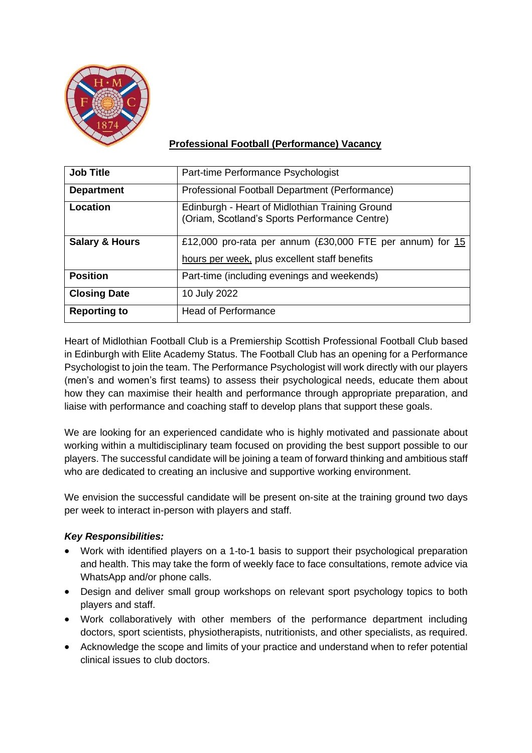## Professional Football (Performance) Vacancy

| **Job Title** | Part-time Performance Psychologist |
|---|---|
| **Department** | Professional Football Department (Performance) |
| **Location** | Edinburgh - Heart of Midlothian Training Ground (Oriam, Scotland's Sports Performance Centre) |
| **Salary & Hours** | £12,000 pro-rata per annum (£30,000 FTE per annum) for 15 hours per week, plus excellent staff benefits |
| **Position** | Part-time (including evenings and weekends) |
| **Closing Date** | 10 July 2022 |
| **Reporting to** | Head of Performance |

Heart of Midlothian Football Club is a Premiership Scottish Professional Football Club based in Edinburgh with Elite Academy Status. The Football Club has an opening for a Performance Psychologist to join the team. The Performance Psychologist will work directly with our players (men's and women's first teams) to assess their psychological needs, educate them about how they can maximise their health and performance through appropriate preparation, and liaise with performance and coaching staff to develop plans that support these goals.

We are looking for an experienced candidate who is highly motivated and passionate about working within a multidisciplinary team focused on providing the best support possible to our players. The successful candidate will be joining a team of forward thinking and ambitious staff who are dedicated to creating an inclusive and supportive working environment.

We envision the successful candidate will be present on-site at the training ground two days per week to interact in-person with players and staff.

***Key Responsibilities:***

- Work with identified players on a 1-to-1 basis to support their psychological preparation and health. This may take the form of weekly face to face consultations, remote advice via WhatsApp and/or phone calls.
- Design and deliver small group workshops on relevant sport psychology topics to both players and staff.
- Work collaboratively with other members of the performance department including doctors, sport scientists, physiotherapists, nutritionists, and other specialists, as required.
- Acknowledge the scope and limits of your practice and understand when to refer potential clinical issues to club doctors.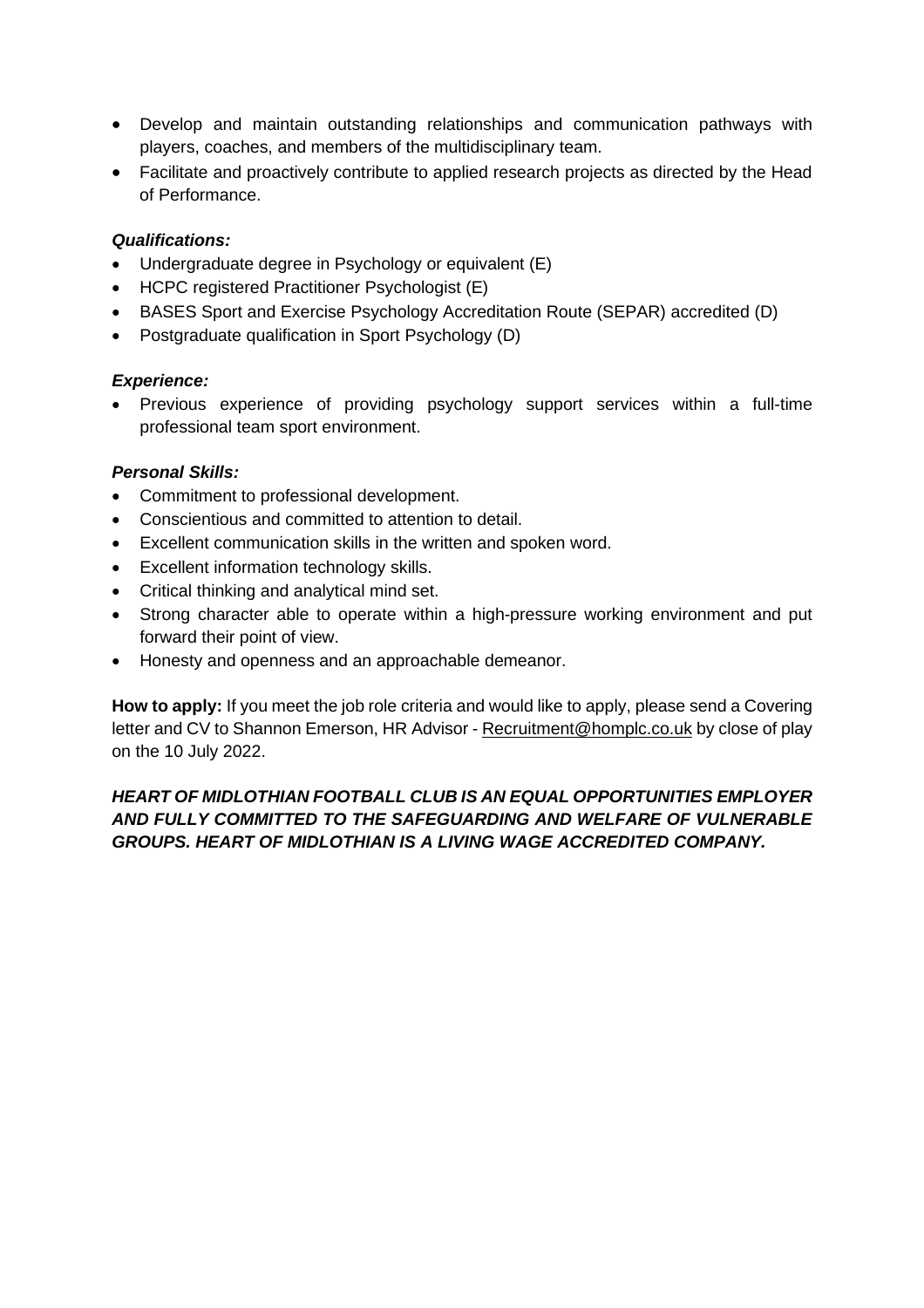- Develop and maintain outstanding relationships and communication pathways with players, coaches, and members of the multidisciplinary team.
- Facilitate and proactively contribute to applied research projects as directed by the Head of Performance.

***Qualifications:***

- Undergraduate degree in Psychology or equivalent (E)
- HCPC registered Practitioner Psychologist (E)
- BASES Sport and Exercise Psychology Accreditation Route (SEPAR) accredited (D)
- Postgraduate qualification in Sport Psychology (D)

***Experience:***

- Previous experience of providing psychology support services within a full-time professional team sport environment.

***Personal Skills:***

- Commitment to professional development.
- Conscientious and committed to attention to detail.
- Excellent communication skills in the written and spoken word.
- Excellent information technology skills.
- Critical thinking and analytical mind set.
- Strong character able to operate within a high-pressure working environment and put forward their point of view.
- Honesty and openness and an approachable demeanor.

**How to apply:** If you meet the job role criteria and would like to apply, please send a Covering letter and CV to Shannon Emerson, HR Advisor - Recruitment@homplc.co.uk by close of play on the 10 July 2022.

***HEART OF MIDLOTHIAN FOOTBALL CLUB IS AN EQUAL OPPORTUNITIES EMPLOYER AND FULLY COMMITTED TO THE SAFEGUARDING AND WELFARE OF VULNERABLE GROUPS. HEART OF MIDLOTHIAN IS A LIVING WAGE ACCREDITED COMPANY.***